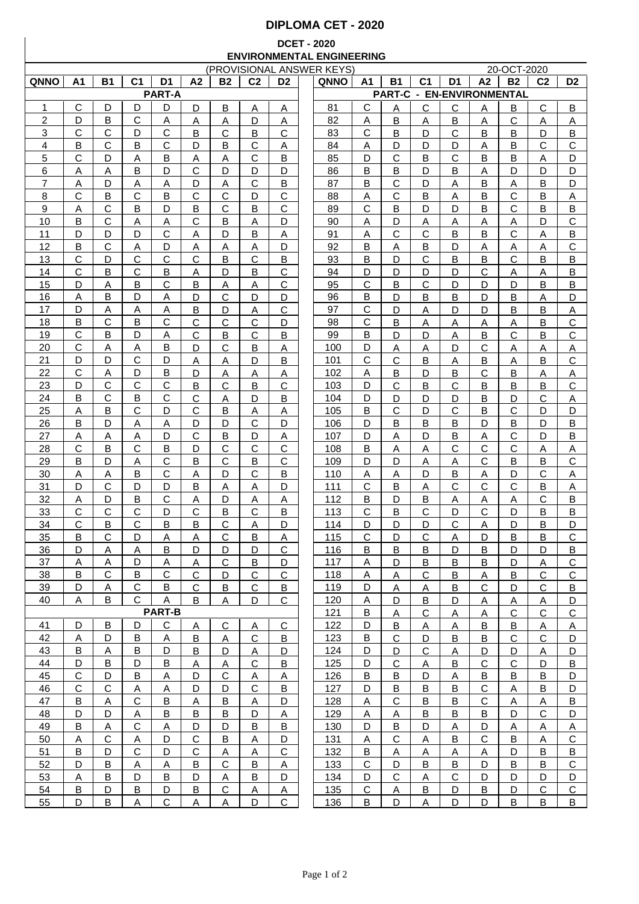# DIPLOMA CET - 2020

## DCET - 2020
## ENVIRONMENTAL ENGINEERING

(PROVISIONAL ANSWER KEYS) 20-OCT-2020

| QNNO | A1 | B1 | C1 | D1 | A2 | B2 | C2 | D2 |
|---|---|---|---|---|---|---|---|---|
| **PART-A** | | | | | | | | |
| 1 | C | D | D | D | D | B | A | A |
| 2 | D | B | C | A | A | A | D | A |
| 3 | C | C | D | C | B | C | B | C |
| 4 | B | C | B | C | D | B | C | A |
| 5 | C | D | A | B | A | A | C | B |
| 6 | A | A | B | D | C | D | D | D |
| 7 | A | D | A | A | D | A | C | B |
| 8 | C | B | C | B | C | C | D | C |
| 9 | A | C | B | D | B | C | B | C |
| 10 | B | C | A | A | C | B | A | D |
| 11 | D | D | D | C | A | D | B | A |
| 12 | B | C | A | D | A | A | A | D |
| 13 | C | D | C | C | C | B | C | B |
| 14 | C | B | C | B | A | D | B | C |
| 15 | D | A | B | C | B | A | A | C |
| 16 | A | B | D | A | D | C | D | D |
| 17 | D | A | A | A | B | D | A | C |
| 18 | B | C | B | C | C | C | C | D |
| 19 | C | B | D | A | C | B | C | B |
| 20 | C | A | A | B | D | C | B | A |
| 21 | D | D | C | D | A | A | D | B |
| 22 | C | A | D | B | D | A | A | A |
| 23 | D | C | C | C | B | C | B | C |
| 24 | B | C | B | C | C | A | D | B |
| 25 | A | B | C | D | C | B | A | A |
| 26 | B | D | A | A | D | D | C | D |
| 27 | A | A | A | D | C | B | D | A |
| 28 | C | B | C | B | D | C | C | C |
| 29 | B | D | A | C | B | C | B | C |
| 30 | A | A | B | C | A | D | C | B |
| 31 | D | C | D | D | B | A | A | D |
| 32 | A | D | B | C | A | D | A | A |
| 33 | C | C | C | D | C | B | C | B |
| 34 | C | B | C | B | B | C | A | D |
| 35 | B | C | D | A | A | C | B | A |
| 36 | D | A | A | B | D | D | D | C |
| 37 | A | A | D | A | A | C | B | D |
| 38 | B | C | B | C | C | D | C | C |
| 39 | D | A | C | B | C | B | C | B |
| 40 | A | B | C | A | B | A | D | C |
| **PART-B** | | | | | | | | |
| 41 | D | B | D | C | A | C | A | C |
| 42 | A | D | B | A | B | A | C | B |
| 43 | B | A | B | D | B | D | A | D |
| 44 | D | B | D | B | A | A | C | B |
| 45 | C | D | B | A | D | C | A | A |
| 46 | C | C | A | A | D | D | C | B |
| 47 | B | A | C | B | A | B | A | D |
| 48 | D | D | A | B | B | B | D | A |
| 49 | B | A | C | A | D | D | B | B |
| 50 | A | C | A | D | C | B | A | D |
| 51 | B | D | C | D | C | A | A | C |
| 52 | D | B | A | A | B | C | B | A |
| 53 | A | B | D | B | D | A | B | D |
| 54 | B | D | B | D | B | C | A | A |
| 55 | D | B | A | C | A | A | D | C |

| QNNO | A1 | B1 | C1 | D1 | A2 | B2 | C2 | D2 |
|---|---|---|---|---|---|---|---|---|
| **PART-C - EN-ENVIRONMENTAL** | | | | | | | | |
| 81 | C | A | C | C | A | B | C | B |
| 82 | A | B | A | B | A | C | A | A |
| 83 | C | B | D | C | B | B | D | B |
| 84 | A | D | D | D | A | B | C | C |
| 85 | D | C | B | C | B | B | A | D |
| 86 | B | B | D | B | A | D | D | D |
| 87 | B | C | D | A | B | A | B | D |
| 88 | A | C | B | A | B | C | B | A |
| 89 | C | B | D | D | B | C | B | B |
| 90 | A | D | A | A | A | A | D | C |
| 91 | A | C | C | B | B | C | A | B |
| 92 | B | A | B | D | A | A | A | C |
| 93 | B | D | C | B | B | C | B | B |
| 94 | D | D | D | D | C | A | A | B |
| 95 | C | B | C | D | D | D | B | B |
| 96 | B | D | B | B | D | B | A | D |
| 97 | C | D | A | D | D | B | B | A |
| 98 | C | B | A | A | A | A | B | C |
| 99 | B | D | D | A | B | C | B | C |
| 100 | D | A | A | D | C | A | A | A |
| 101 | C | C | B | A | B | A | B | C |
| 102 | A | B | D | B | C | B | A | A |
| 103 | D | C | B | C | B | B | B | C |
| 104 | D | D | D | D | B | D | C | A |
| 105 | B | C | D | C | B | C | D | D |
| 106 | D | B | B | B | D | B | D | B |
| 107 | D | A | D | B | A | C | D | B |
| 108 | B | A | A | C | C | C | A | A |
| 109 | D | D | A | A | C | B | B | C |
| 110 | A | A | D | B | A | D | C | A |
| 111 | C | B | A | C | C | C | B | A |
| 112 | B | D | B | A | A | A | C | B |
| 113 | C | B | C | D | C | D | B | B |
| 114 | D | D | D | C | A | D | B | D |
| 115 | C | D | C | A | D | B | B | C |
| 116 | B | B | B | D | B | D | D | B |
| 117 | A | D | B | B | B | D | A | C |
| 118 | A | A | C | B | A | B | C | C |
| 119 | D | A | A | B | C | D | C | B |
| 120 | A | D | B | D | A | A | A | D |
| 121 | B | A | C | A | A | C | C | C |
| 122 | D | B | A | A | B | B | A | A |
| 123 | B | C | D | B | B | C | C | D |
| 124 | D | D | C | A | D | D | A | D |
| 125 | D | C | A | B | C | C | D | B |
| 126 | B | B | D | A | B | B | B | D |
| 127 | D | B | B | B | C | A | B | D |
| 128 | A | C | B | B | C | A | A | B |
| 129 | A | A | B | B | B | D | C | D |
| 130 | D | B | D | A | D | A | A | A |
| 131 | A | C | A | B | C | B | A | C |
| 132 | B | A | A | A | A | D | B | B |
| 133 | C | D | B | B | D | B | B | C |
| 134 | D | C | A | C | D | D | D | D |
| 135 | C | A | B | D | B | D | C | C |
| 136 | B | D | A | D | D | B | B | B |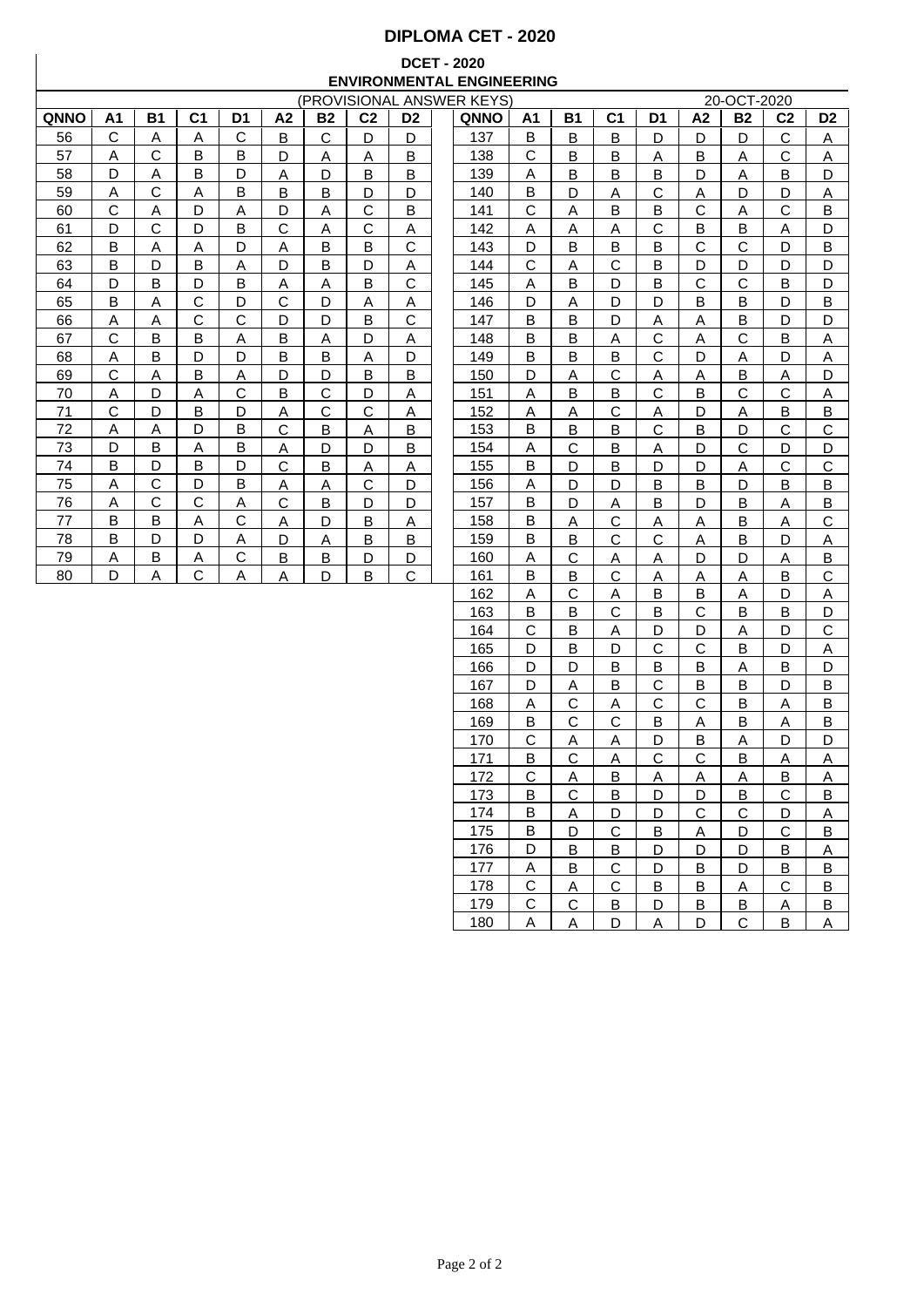# DIPLOMA CET - 2020

## DCET - 2020
## ENVIRONMENTAL ENGINEERING

(PROVISIONAL ANSWER KEYS) 20-OCT-2020

| QNNO | A1 | B1 | C1 | D1 | A2 | B2 | C2 | D2 |
|---|---|---|---|---|---|---|---|---|
| 56 | C | A | A | C | B | C | D | D |
| 57 | A | C | B | B | D | A | A | B |
| 58 | D | A | B | D | A | D | B | B |
| 59 | A | C | A | B | B | B | D | D |
| 60 | C | A | D | A | D | A | C | B |
| 61 | D | C | D | B | C | A | C | A |
| 62 | B | A | A | D | A | B | B | C |
| 63 | B | D | B | A | D | B | D | A |
| 64 | D | B | D | B | A | A | B | C |
| 65 | B | A | C | D | C | D | A | A |
| 66 | A | A | C | C | D | D | B | C |
| 67 | C | B | B | A | B | A | D | A |
| 68 | A | B | D | D | B | B | A | D |
| 69 | C | A | B | A | D | D | B | B |
| 70 | A | D | A | C | B | C | D | A |
| 71 | C | D | B | D | A | C | C | A |
| 72 | A | A | D | B | C | B | A | B |
| 73 | D | B | A | B | A | D | D | B |
| 74 | B | D | B | D | C | B | A | A |
| 75 | A | C | D | B | A | A | C | D |
| 76 | A | C | C | A | C | B | D | D |
| 77 | B | B | A | C | A | D | B | A |
| 78 | B | D | D | A | D | A | B | B |
| 79 | A | B | A | C | B | B | D | D |
| 80 | D | A | C | A | A | D | B | C |

| QNNO | A1 | B1 | C1 | D1 | A2 | B2 | C2 | D2 |
|---|---|---|---|---|---|---|---|---|
| 137 | B | B | B | D | D | D | C | A |
| 138 | C | B | B | A | B | A | C | A |
| 139 | A | B | B | B | D | A | B | D |
| 140 | B | D | A | C | A | D | D | A |
| 141 | C | A | B | B | C | A | C | B |
| 142 | A | A | A | C | B | B | A | D |
| 143 | D | B | B | B | C | C | D | B |
| 144 | C | A | C | B | D | D | D | D |
| 145 | A | B | D | B | C | C | B | D |
| 146 | D | A | D | D | B | B | D | B |
| 147 | B | B | D | A | A | B | D | D |
| 148 | B | B | A | C | A | C | B | A |
| 149 | B | B | B | C | D | A | D | A |
| 150 | D | A | C | A | A | B | A | D |
| 151 | A | B | B | C | B | C | C | A |
| 152 | A | A | C | A | D | A | B | B |
| 153 | B | B | B | C | B | D | C | C |
| 154 | A | C | B | A | D | C | D | D |
| 155 | B | D | B | D | D | A | C | C |
| 156 | A | D | D | B | B | D | B | B |
| 157 | B | D | A | B | D | B | A | B |
| 158 | B | A | C | A | A | B | A | C |
| 159 | B | B | C | C | A | B | D | A |
| 160 | A | C | A | A | D | D | A | B |
| 161 | B | B | C | A | A | A | B | C |
| 162 | A | C | A | B | B | A | D | A |
| 163 | B | B | C | B | C | B | B | D |
| 164 | C | B | A | D | D | A | D | C |
| 165 | D | B | D | C | C | B | D | A |
| 166 | D | D | B | B | B | A | B | D |
| 167 | D | A | B | C | B | B | D | B |
| 168 | A | C | A | C | C | B | A | B |
| 169 | B | C | C | B | A | B | A | B |
| 170 | C | A | A | D | B | A | D | D |
| 171 | B | C | A | C | C | B | A | A |
| 172 | C | A | B | A | A | A | B | A |
| 173 | B | C | B | D | D | B | C | B |
| 174 | B | A | D | D | C | C | D | A |
| 175 | B | D | C | B | A | D | C | B |
| 176 | D | B | B | D | D | D | B | A |
| 177 | A | B | C | D | B | D | B | B |
| 178 | C | A | C | B | B | A | C | B |
| 179 | C | C | B | D | B | B | A | B |
| 180 | A | A | D | A | D | C | B | A |